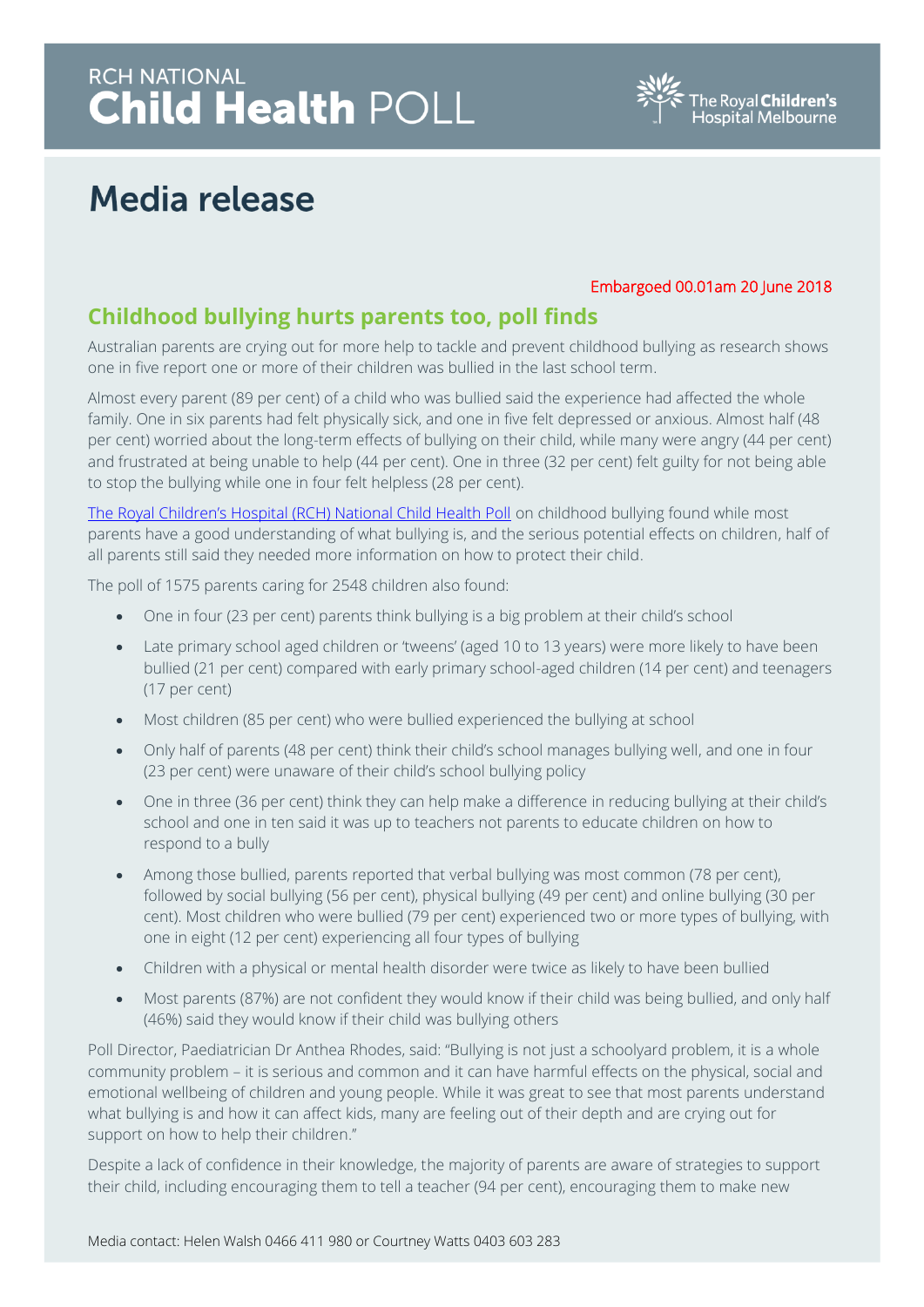RCH NATIONAL
**Child Health** POLL

The Royal Children's Hospital Melbourne

# Media release

Embargoed 00.01am 20 June 2018

## Childhood bullying hurts parents too, poll finds

Australian parents are crying out for more help to tackle and prevent childhood bullying as research shows one in five report one or more of their children was bullied in the last school term.

Almost every parent (89 per cent) of a child who was bullied said the experience had affected the whole family. One in six parents had felt physically sick, and one in five felt depressed or anxious. Almost half (48 per cent) worried about the long-term effects of bullying on their child, while many were angry (44 per cent) and frustrated at being unable to help (44 per cent). One in three (32 per cent) felt guilty for not being able to stop the bullying while one in four felt helpless (28 per cent).

[The Royal Children's Hospital (RCH) National Child Health Poll] on childhood bullying found while most parents have a good understanding of what bullying is, and the serious potential effects on children, half of all parents still said they needed more information on how to protect their child.

The poll of 1575 parents caring for 2548 children also found:

- One in four (23 per cent) parents think bullying is a big problem at their child's school
- Late primary school aged children or 'tweens' (aged 10 to 13 years) were more likely to have been bullied (21 per cent) compared with early primary school-aged children (14 per cent) and teenagers (17 per cent)
- Most children (85 per cent) who were bullied experienced the bullying at school
- Only half of parents (48 per cent) think their child's school manages bullying well, and one in four (23 per cent) were unaware of their child's school bullying policy
- One in three (36 per cent) think they can help make a difference in reducing bullying at their child's school and one in ten said it was up to teachers not parents to educate children on how to respond to a bully
- Among those bullied, parents reported that verbal bullying was most common (78 per cent), followed by social bullying (56 per cent), physical bullying (49 per cent) and online bullying (30 per cent). Most children who were bullied (79 per cent) experienced two or more types of bullying, with one in eight (12 per cent) experiencing all four types of bullying
- Children with a physical or mental health disorder were twice as likely to have been bullied
- Most parents (87%) are not confident they would know if their child was being bullied, and only half (46%) said they would know if their child was bullying others

Poll Director, Paediatrician Dr Anthea Rhodes, said: "Bullying is not just a schoolyard problem, it is a whole community problem – it is serious and common and it can have harmful effects on the physical, social and emotional wellbeing of children and young people. While it was great to see that most parents understand what bullying is and how it can affect kids, many are feeling out of their depth and are crying out for support on how to help their children."

Despite a lack of confidence in their knowledge, the majority of parents are aware of strategies to support their child, including encouraging them to tell a teacher (94 per cent), encouraging them to make new

Media contact: Helen Walsh 0466 411 980 or Courtney Watts 0403 603 283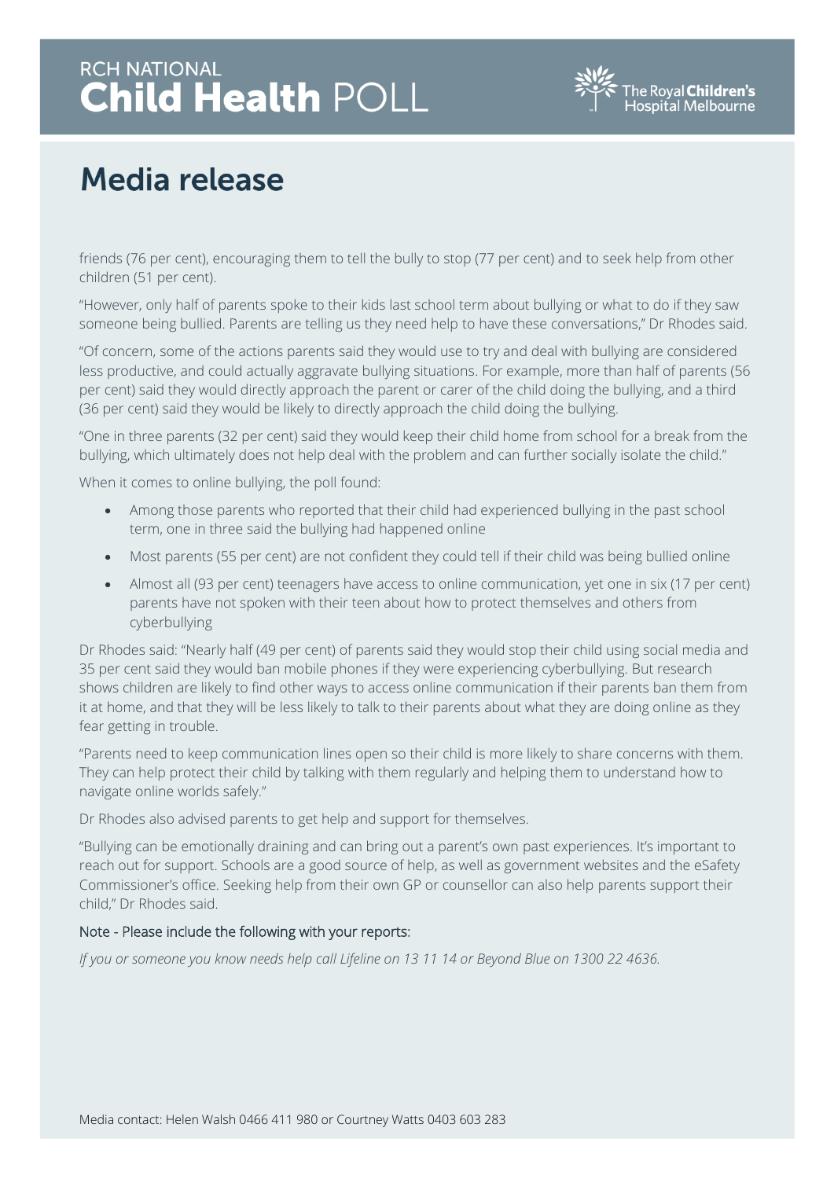# Media release

friends (76 per cent), encouraging them to tell the bully to stop (77 per cent) and to seek help from other children (51 per cent).

"However, only half of parents spoke to their kids last school term about bullying or what to do if they saw someone being bullied. Parents are telling us they need help to have these conversations," Dr Rhodes said.

"Of concern, some of the actions parents said they would use to try and deal with bullying are considered less productive, and could actually aggravate bullying situations. For example, more than half of parents (56 per cent) said they would directly approach the parent or carer of the child doing the bullying, and a third (36 per cent) said they would be likely to directly approach the child doing the bullying.

"One in three parents (32 per cent) said they would keep their child home from school for a break from the bullying, which ultimately does not help deal with the problem and can further socially isolate the child."

When it comes to online bullying, the poll found:

- Among those parents who reported that their child had experienced bullying in the past school term, one in three said the bullying had happened online
- Most parents (55 per cent) are not confident they could tell if their child was being bullied online
- Almost all (93 per cent) teenagers have access to online communication, yet one in six (17 per cent) parents have not spoken with their teen about how to protect themselves and others from cyberbullying

Dr Rhodes said: "Nearly half (49 per cent) of parents said they would stop their child using social media and 35 per cent said they would ban mobile phones if they were experiencing cyberbullying. But research shows children are likely to find other ways to access online communication if their parents ban them from it at home, and that they will be less likely to talk to their parents about what they are doing online as they fear getting in trouble.

"Parents need to keep communication lines open so their child is more likely to share concerns with them. They can help protect their child by talking with them regularly and helping them to understand how to navigate online worlds safely."

Dr Rhodes also advised parents to get help and support for themselves.

"Bullying can be emotionally draining and can bring out a parent's own past experiences. It's important to reach out for support. Schools are a good source of help, as well as government websites and the eSafety Commissioner's office. Seeking help from their own GP or counsellor can also help parents support their child," Dr Rhodes said.

Note - Please include the following with your reports:

*If you or someone you know needs help call Lifeline on 13 11 14 or Beyond Blue on 1300 22 4636.*

Media contact: Helen Walsh 0466 411 980 or Courtney Watts 0403 603 283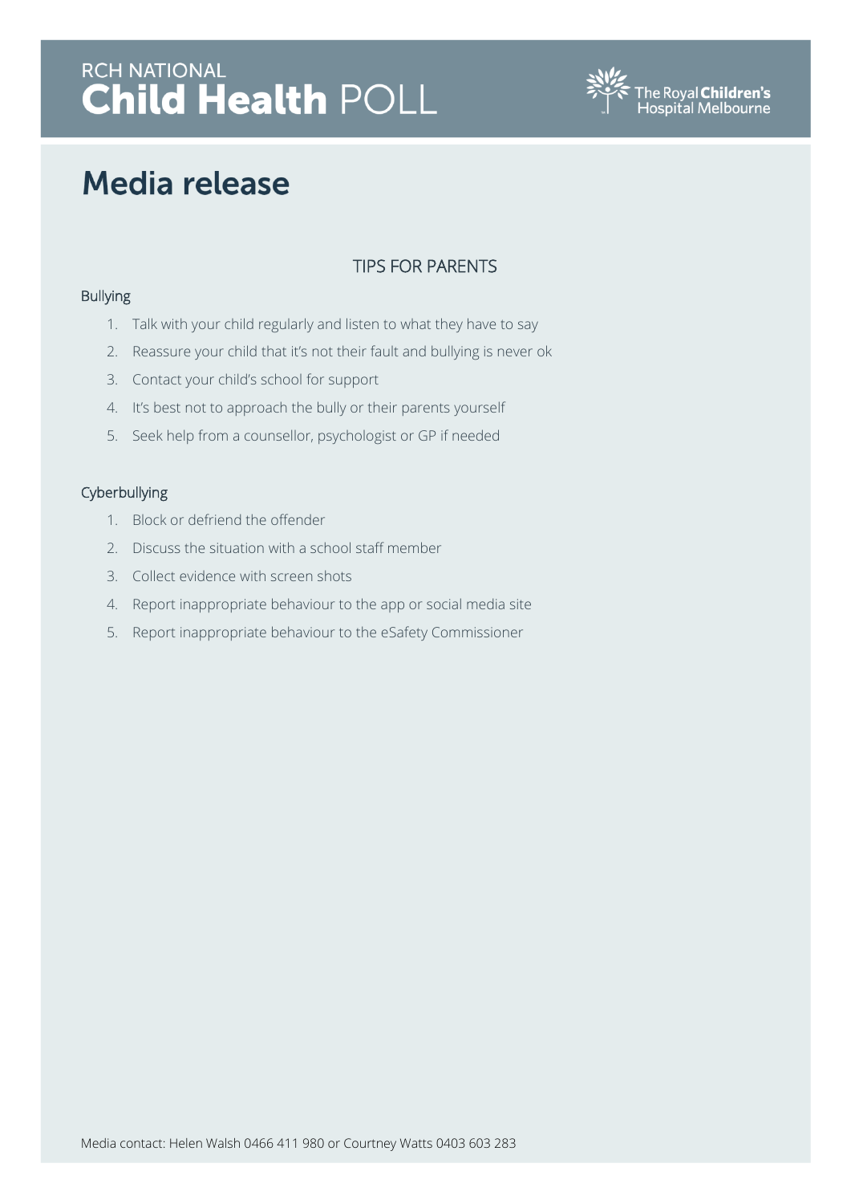RCH NATIONAL
# Child Health POLL

The Royal Children's Hospital Melbourne

## Media release

### TIPS FOR PARENTS

**Bullying**

1. Talk with your child regularly and listen to what they have to say
2. Reassure your child that it's not their fault and bullying is never ok
3. Contact your child's school for support
4. It's best not to approach the bully or their parents yourself
5. Seek help from a counsellor, psychologist or GP if needed

**Cyberbullying**

1. Block or defriend the offender
2. Discuss the situation with a school staff member
3. Collect evidence with screen shots
4. Report inappropriate behaviour to the app or social media site
5. Report inappropriate behaviour to the eSafety Commissioner

Media contact: Helen Walsh 0466 411 980 or Courtney Watts 0403 603 283